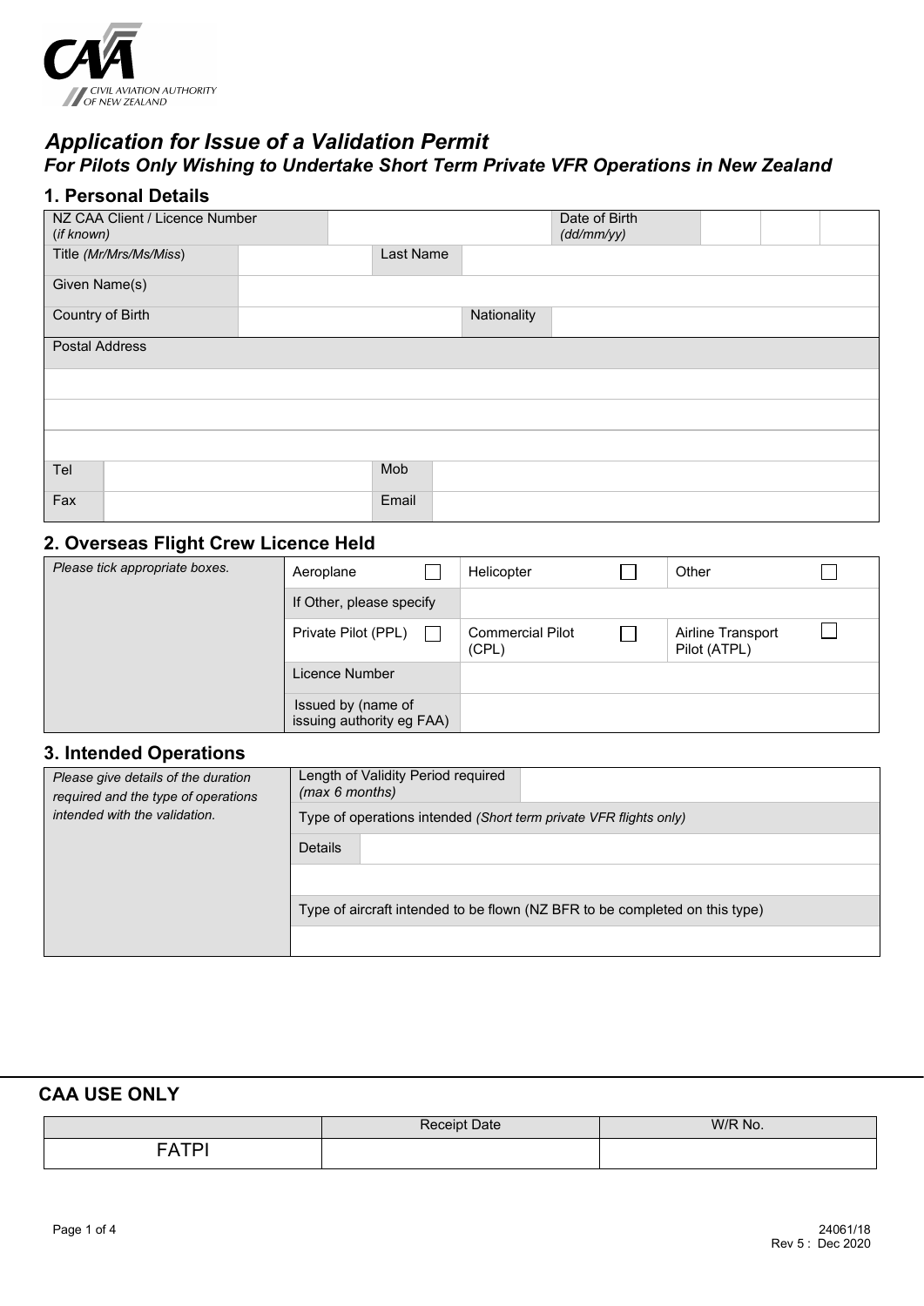CIVIL AVIATION AUTHORITY OF NEW ZEALAND

# *Application for Issue of a Validation Permit*

## *For Pilots Only Wishing to Undertake Short Term Private VFR Operations in New Zealand*

### 1. Personal Details

| NZ CAA Client / Licence Number (*if known*) | | Date of Birth (*dd/mm/yy*) | | | |
|---|---|---|---|---|---|
| Title (*Mr/Mrs/Ms/Miss*) | | Last Name | | | |
| Given Name(s) | | | | | |
| Country of Birth | | Nationality | | | |
| Postal Address | | | | | |
| | | | | | |
| | | | | | |
| | | | | | |
| Tel | | Mob | | | |
| Fax | | Email | | | |

### 2. Overseas Flight Crew Licence Held

| *Please tick appropriate boxes.* | Aeroplane ☐ | Helicopter ☐ | Other ☐ |
|---|---|---|---|
| | If Other, please specify | | |
| | Private Pilot (PPL) ☐ | Commercial Pilot (CPL) ☐ | Airline Transport Pilot (ATPL) ☐ |
| | Licence Number | | |
| | Issued by (name of issuing authority eg FAA) | | |

### 3. Intended Operations

| *Please give details of the duration required and the type of operations intended with the validation.* | Length of Validity Period required (*max 6 months*) | |
|---|---|---|
| | Type of operations intended (*Short term private VFR flights only*) | |
| | Details | |
| | | |
| | Type of aircraft intended to be flown (NZ BFR to be completed on this type) | |
| | | |

### CAA USE ONLY

| | Receipt Date | W/R No. |
|---|---|---|
| FATPI | | |

24061/18
Rev 5 : Dec 2020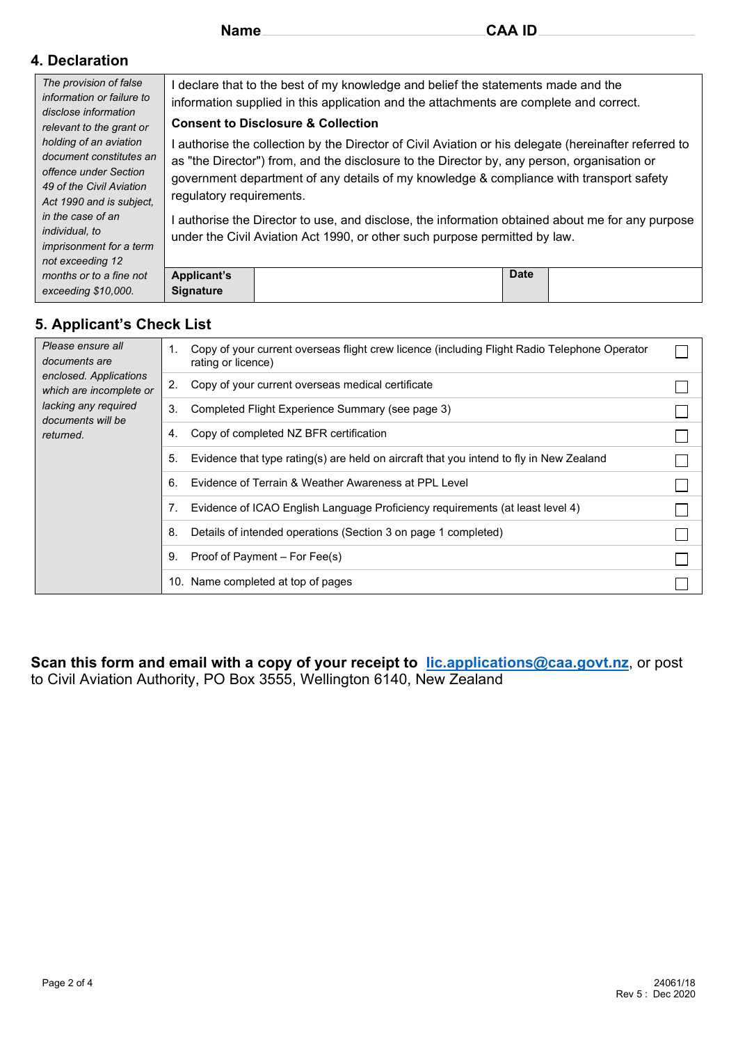Name ______________________ CAA ID ______________________

## 4. Declaration

| *The provision of false information or failure to disclose information relevant to the grant or holding of an aviation document constitutes an offence under Section 49 of the Civil Aviation Act 1990 and is subject, in the case of an individual, to imprisonment for a term not exceeding 12 months or to a fine not exceeding $10,000.* | I declare that to the best of my knowledge and belief the statements made and the information supplied in this application and the attachments are complete and correct.<br>**Consent to Disclosure & Collection**<br>I authorise the collection by the Director of Civil Aviation or his delegate (hereinafter referred to as "the Director") from, and the disclosure to the Director by, any person, organisation or government department of any details of my knowledge & compliance with transport safety regulatory requirements.<br>I authorise the Director to use, and disclose, the information obtained about me for any purpose under the Civil Aviation Act 1990, or other such purpose permitted by law. | | | |
|---|---|---|---|---|
| | **Applicant's Signature** | | **Date** | |

## 5. Applicant's Check List

*Please ensure all documents are enclosed. Applications which are incomplete or lacking any required documents will be returned.*

| No. | Item | ☐ |
|---|---|---|
| 1. | Copy of your current overseas flight crew licence (including Flight Radio Telephone Operator rating or licence) | ☐ |
| 2. | Copy of your current overseas medical certificate | ☐ |
| 3. | Completed Flight Experience Summary (see page 3) | ☐ |
| 4. | Copy of completed NZ BFR certification | ☐ |
| 5. | Evidence that type rating(s) are held on aircraft that you intend to fly in New Zealand | ☐ |
| 6. | Evidence of Terrain & Weather Awareness at PPL Level | ☐ |
| 7. | Evidence of ICAO English Language Proficiency requirements (at least level 4) | ☐ |
| 8. | Details of intended operations (Section 3 on page 1 completed) | ☐ |
| 9. | Proof of Payment – For Fee(s) | ☐ |
| 10. | Name completed at top of pages | ☐ |

**Scan this form and email with a copy of your receipt to [lic.applications@caa.govt.nz](mailto:lic.applications@caa.govt.nz)**, or post to Civil Aviation Authority, PO Box 3555, Wellington 6140, New Zealand

24061/18
Rev 5 : Dec 2020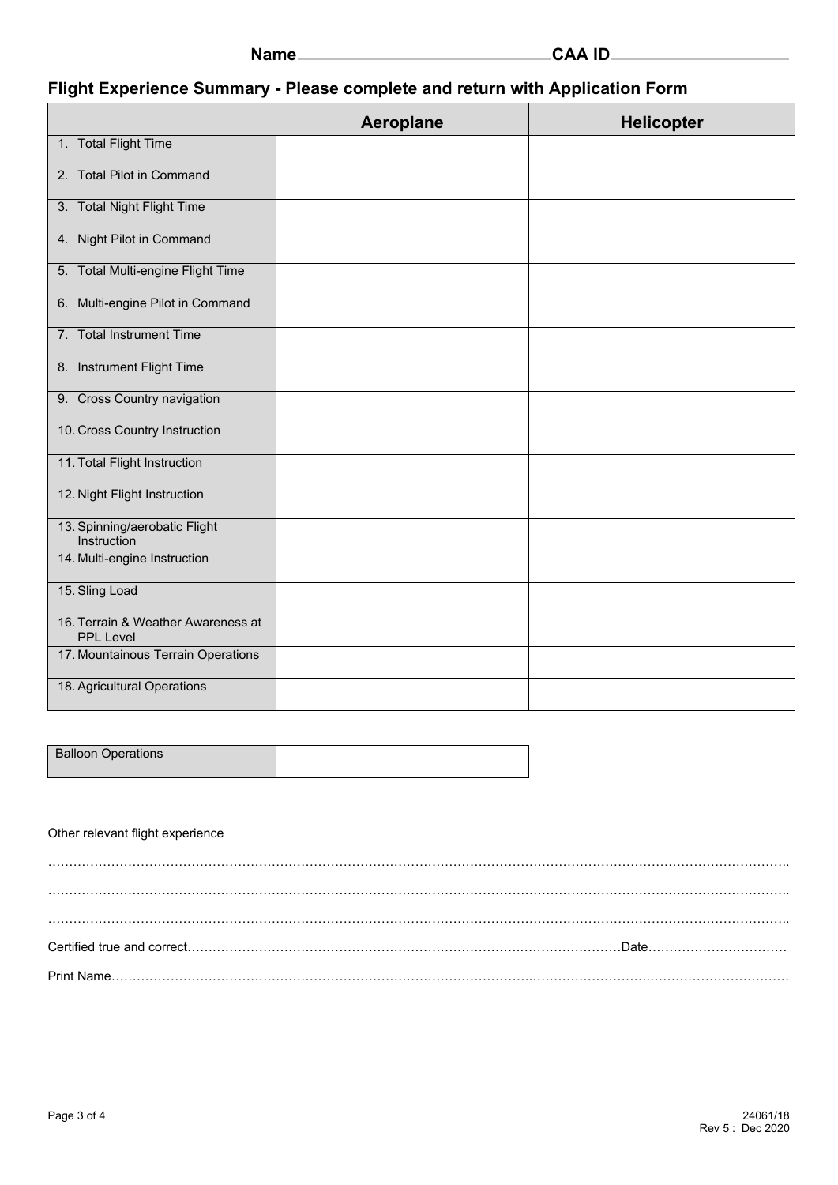Name______________________CAA ID______________________

## Flight Experience Summary - Please complete and return with Application Form

| | Aeroplane | Helicopter |
|---|---|---|
| 1. Total Flight Time | | |
| 2. Total Pilot in Command | | |
| 3. Total Night Flight Time | | |
| 4. Night Pilot in Command | | |
| 5. Total Multi-engine Flight Time | | |
| 6. Multi-engine Pilot in Command | | |
| 7. Total Instrument Time | | |
| 8. Instrument Flight Time | | |
| 9. Cross Country navigation | | |
| 10. Cross Country Instruction | | |
| 11. Total Flight Instruction | | |
| 12. Night Flight Instruction | | |
| 13. Spinning/aerobatic Flight Instruction | | |
| 14. Multi-engine Instruction | | |
| 15. Sling Load | | |
| 16. Terrain & Weather Awareness at PPL Level | | |
| 17. Mountainous Terrain Operations | | |
| 18. Agricultural Operations | | |

| Balloon Operations | |
|---|---|

Other relevant flight experience

……………………………………………………………………………………………………………………………………………………

……………………………………………………………………………………………………………………………………………………

……………………………………………………………………………………………………………………………………………………

Certified true and correct………………………………………………………………………………………Date……………………………

Print Name……………………………………………………………………………………………………………………………………

24061/18
Rev 5 : Dec 2020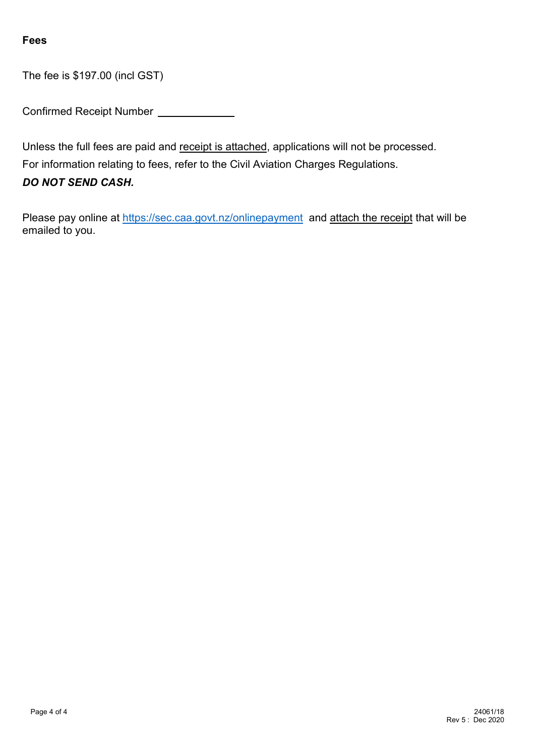**Fees**

The fee is $197.00 (incl GST)

Confirmed Receipt Number \_\_\_\_\_\_\_\_\_\_\_\_\_

Unless the full fees are paid and receipt is attached, applications will not be processed.

For information relating to fees, refer to the Civil Aviation Charges Regulations.

***DO NOT SEND CASH.***

Please pay online at https://sec.caa.govt.nz/onlinepayment and attach the receipt that will be emailed to you.